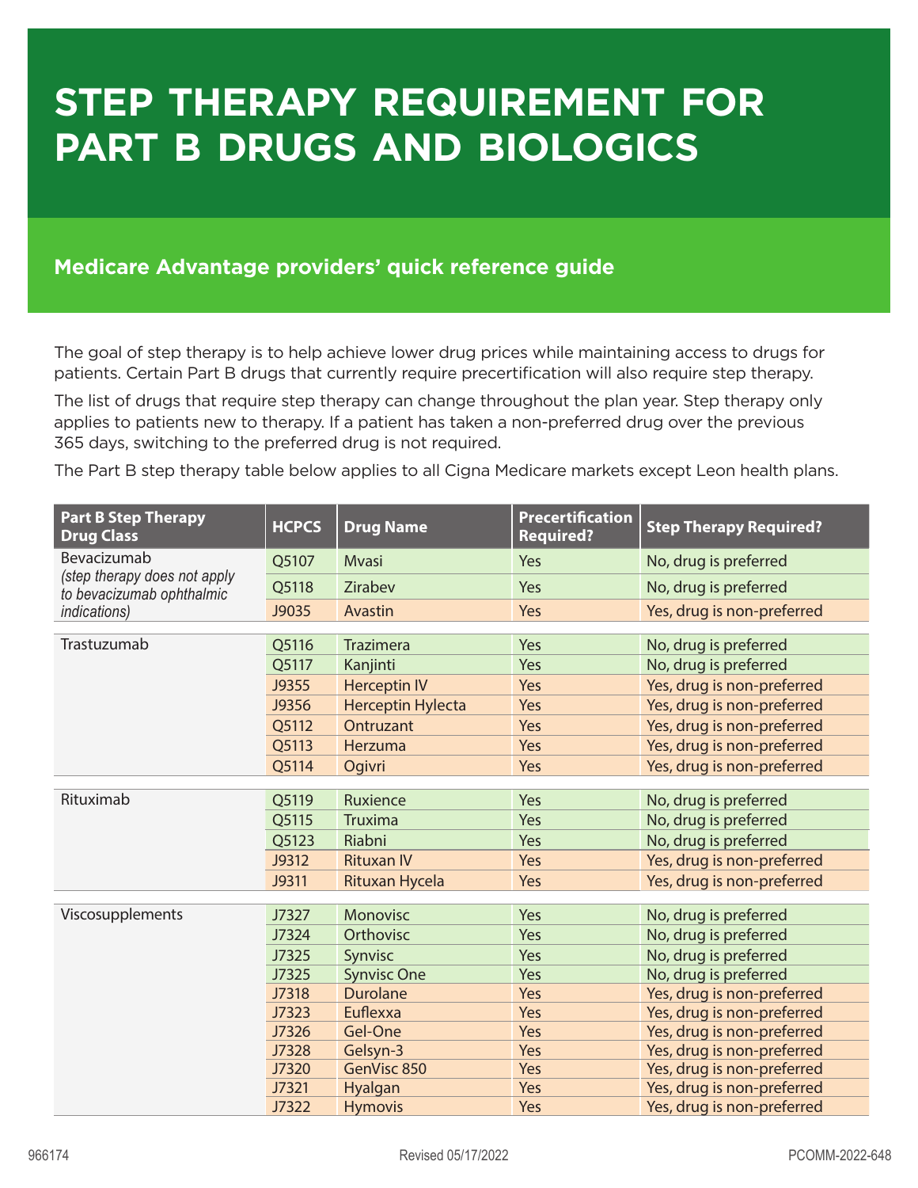# STEP THERAPY REQUIREMENT FOR PART B DRUGS AND BIOLOGICS

## Medicare Advantage providers' quick reference guide

The goal of step therapy is to help achieve lower drug prices while maintaining access to drugs for patients. Certain Part B drugs that currently require precertification will also require step therapy.

The list of drugs that require step therapy can change throughout the plan year. Step therapy only applies to patients new to therapy. If a patient has taken a non-preferred drug over the previous 365 days, switching to the preferred drug is not required.

The Part B step therapy table below applies to all Cigna Medicare markets except Leon health plans.

| Part B Step Therapy Drug Class | HCPCS | Drug Name | Precertification Required? | Step Therapy Required? |
|---|---|---|---|---|
| Bevacizumab *(step therapy does not apply to bevacizumab ophthalmic indications)* | Q5107 | Mvasi | Yes | No, drug is preferred |
| | Q5118 | Zirabev | Yes | No, drug is preferred |
| | J9035 | Avastin | Yes | Yes, drug is non-preferred |
| Trastuzumab | Q5116 | Trazimera | Yes | No, drug is preferred |
| | Q5117 | Kanjinti | Yes | No, drug is preferred |
| | J9355 | Herceptin IV | Yes | Yes, drug is non-preferred |
| | J9356 | Herceptin Hylecta | Yes | Yes, drug is non-preferred |
| | Q5112 | Ontruzant | Yes | Yes, drug is non-preferred |
| | Q5113 | Herzuma | Yes | Yes, drug is non-preferred |
| | Q5114 | Ogivri | Yes | Yes, drug is non-preferred |
| Rituximab | Q5119 | Ruxience | Yes | No, drug is preferred |
| | Q5115 | Truxima | Yes | No, drug is preferred |
| | Q5123 | Riabni | Yes | No, drug is preferred |
| | J9312 | Rituxan IV | Yes | Yes, drug is non-preferred |
| | J9311 | Rituxan Hycela | Yes | Yes, drug is non-preferred |
| Viscosupplements | J7327 | Monovisc | Yes | No, drug is preferred |
| | J7324 | Orthovisc | Yes | No, drug is preferred |
| | J7325 | Synvisc | Yes | No, drug is preferred |
| | J7325 | Synvisc One | Yes | No, drug is preferred |
| | J7318 | Durolane | Yes | Yes, drug is non-preferred |
| | J7323 | Euflexxa | Yes | Yes, drug is non-preferred |
| | J7326 | Gel-One | Yes | Yes, drug is non-preferred |
| | J7328 | Gelsyn-3 | Yes | Yes, drug is non-preferred |
| | J7320 | GenVisc 850 | Yes | Yes, drug is non-preferred |
| | J7321 | Hyalgan | Yes | Yes, drug is non-preferred |
| | J7322 | Hymovis | Yes | Yes, drug is non-preferred |

966174 Revised 05/17/2022 PCOMM-2022-648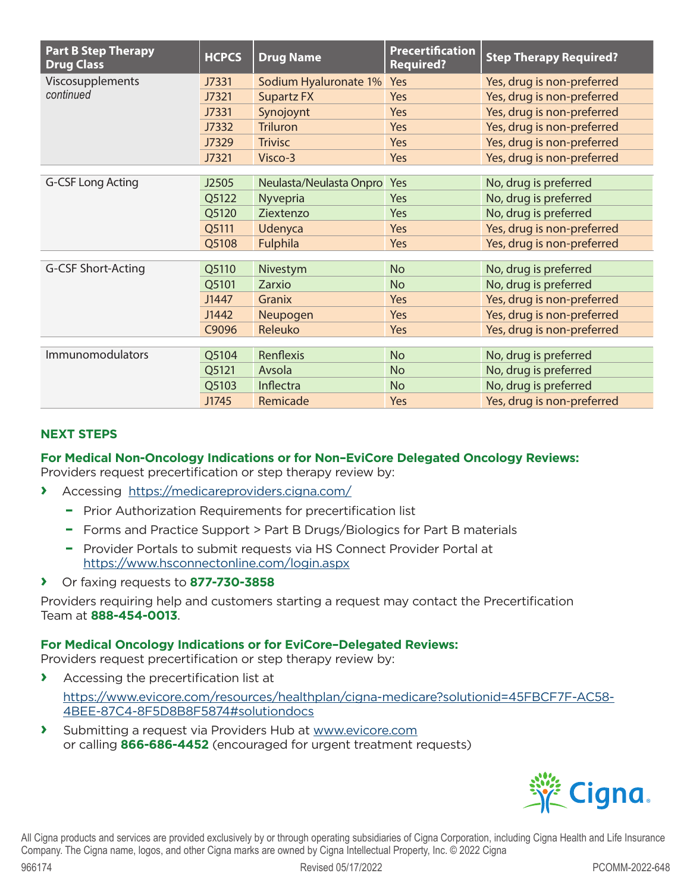| Part B Step Therapy Drug Class | HCPCS | Drug Name | Precertification Required? | Step Therapy Required? |
|---|---|---|---|---|
| Viscosupplements *continued* | J7331 | Sodium Hyaluronate 1% | Yes | Yes, drug is non-preferred |
| | J7321 | Supartz FX | Yes | Yes, drug is non-preferred |
| | J7331 | Synojoynt | Yes | Yes, drug is non-preferred |
| | J7332 | Triluron | Yes | Yes, drug is non-preferred |
| | J7329 | Trivisc | Yes | Yes, drug is non-preferred |
| | J7321 | Visco-3 | Yes | Yes, drug is non-preferred |
| G-CSF Long Acting | J2505 | Neulasta/Neulasta Onpro | Yes | No, drug is preferred |
| | Q5122 | Nyvepria | Yes | No, drug is preferred |
| | Q5120 | Ziextenzo | Yes | No, drug is preferred |
| | Q5111 | Udenyca | Yes | Yes, drug is non-preferred |
| | Q5108 | Fulphila | Yes | Yes, drug is non-preferred |
| G-CSF Short-Acting | Q5110 | Nivestym | No | No, drug is preferred |
| | Q5101 | Zarxio | No | No, drug is preferred |
| | J1447 | Granix | Yes | Yes, drug is non-preferred |
| | J1442 | Neupogen | Yes | Yes, drug is non-preferred |
| | C9096 | Releuko | Yes | Yes, drug is non-preferred |
| Immunomodulators | Q5104 | Renflexis | No | No, drug is preferred |
| | Q5121 | Avsola | No | No, drug is preferred |
| | Q5103 | Inflectra | No | No, drug is preferred |
| | J1745 | Remicade | Yes | Yes, drug is non-preferred |

## NEXT STEPS

**For Medical Non-Oncology Indications or for Non–EviCore Delegated Oncology Reviews:**
Providers request precertification or step therapy review by:

- Accessing https://medicareproviders.cigna.com/
  - Prior Authorization Requirements for precertification list
  - Forms and Practice Support > Part B Drugs/Biologics for Part B materials
  - Provider Portals to submit requests via HS Connect Provider Portal at https://www.hsconnectonline.com/login.aspx
- Or faxing requests to **877-730-3858**

Providers requiring help and customers starting a request may contact the Precertification Team at **888-454-0013**.

**For Medical Oncology Indications or for EviCore–Delegated Reviews:**
Providers request precertification or step therapy review by:

- Accessing the precertification list at https://www.evicore.com/resources/healthplan/cigna-medicare?solutionid=45FBCF7F-AC58-4BEE-87C4-8F5D8B8F5874#solutiondocs
- Submitting a request via Providers Hub at www.evicore.com or calling **866-686-4452** (encouraged for urgent treatment requests)

All Cigna products and services are provided exclusively by or through operating subsidiaries of Cigna Corporation, including Cigna Health and Life Insurance Company. The Cigna name, logos, and other Cigna marks are owned by Cigna Intellectual Property, Inc. © 2022 Cigna

966174 Revised 05/17/2022 PCOMM-2022-648